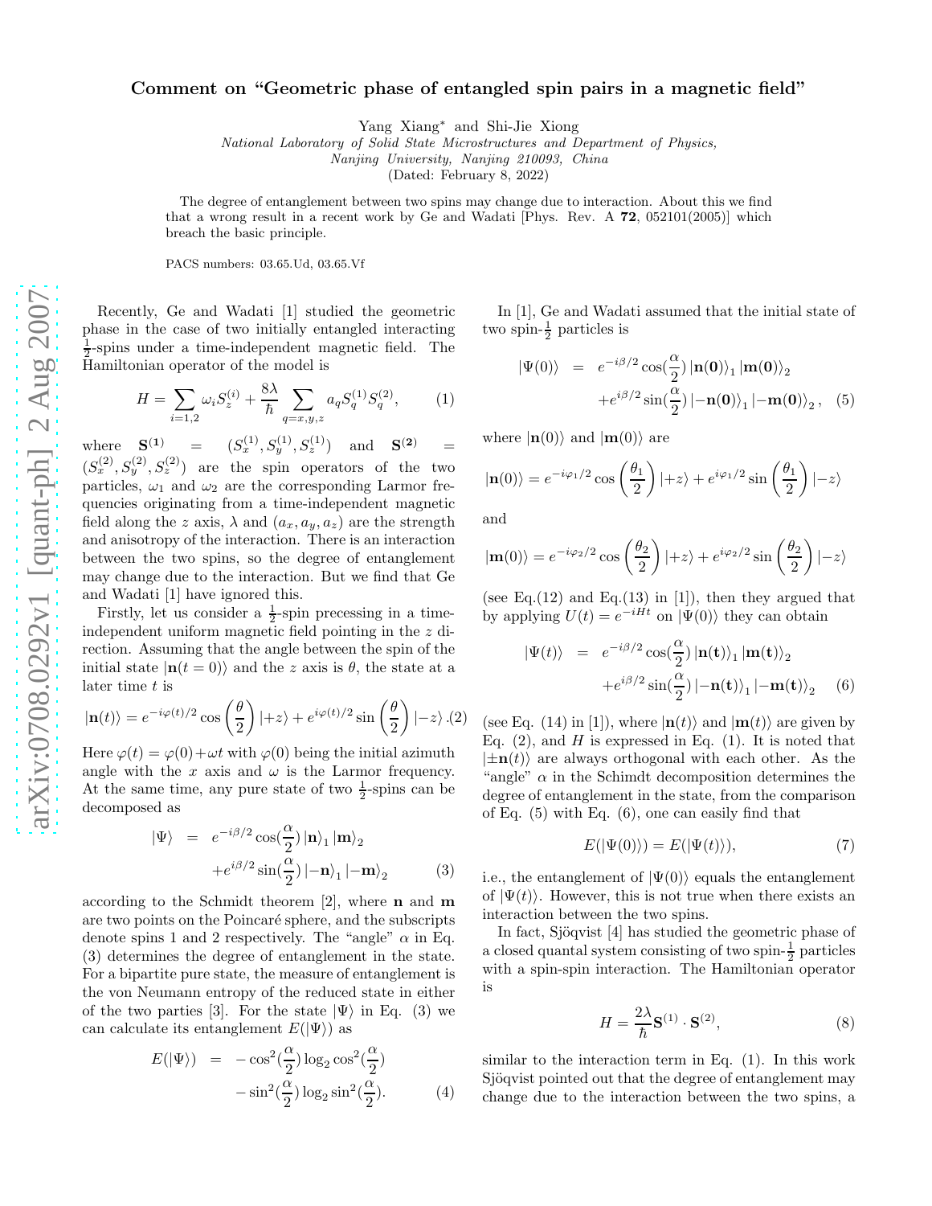# Comment on "Geometric phase of entangled spin pairs in a magnetic field"

Yang Xiang* and Shi-Jie Xiong

*National Laboratory of Solid State Microstructures and Department of Physics, Nanjing University, Nanjing 210093, China*

(Dated: February 8, 2022)

The degree of entanglement between two spins may change due to interaction. About this we find that a wrong result in a recent work by Ge and Wadati [Phys. Rev. A **72**, 052101(2005)] which breach the basic principle.

PACS numbers: 03.65.Ud, 03.65.Vf

Recently, Ge and Wadati [1] studied the geometric phase in the case of two initially entangled interacting $\frac{1}{2}$-spins under a time-independent magnetic field. The Hamiltonian operator of the model is

$$H = \sum_{i=1,2} \omega_i S_z^{(i)} + \frac{8\lambda}{\hbar} \sum_{q=x,y,z} a_q S_q^{(1)} S_q^{(2)}, \tag{1}$$

where $\mathbf{S^{(1)}} = (S_x^{(1)}, S_y^{(1)}, S_z^{(1)})$ and $\mathbf{S^{(2)}} = (S_x^{(2)}, S_y^{(2)}, S_z^{(2)})$ are the spin operators of the two particles, $\omega_1$ and $\omega_2$ are the corresponding Larmor frequencies originating from a time-independent magnetic field along the $z$ axis, $\lambda$ and $(a_x, a_y, a_z)$ are the strength and anisotropy of the interaction. There is an interaction between the two spins, so the degree of entanglement may change due to the interaction. But we find that Ge and Wadati [1] have ignored this.

Firstly, let us consider a $\frac{1}{2}$-spin precessing in a time-independent uniform magnetic field pointing in the $z$ direction. Assuming that the angle between the spin of the initial state $|\mathbf{n}(t=0)\rangle$ and the $z$ axis is $\theta$, the state at a later time $t$ is

$$|\mathbf{n}(t)\rangle = e^{-i\varphi(t)/2} \cos\left(\frac{\theta}{2}\right) |+z\rangle + e^{i\varphi(t)/2} \sin\left(\frac{\theta}{2}\right) |-z\rangle . \tag{2}$$

Here $\varphi(t) = \varphi(0) + \omega t$ with $\varphi(0)$ being the initial azimuth angle with the $x$ axis and $\omega$ is the Larmor frequency. At the same time, any pure state of two $\frac{1}{2}$-spins can be decomposed as

$$\begin{aligned} |\Psi\rangle &= e^{-i\beta/2} \cos(\frac{\alpha}{2}) |\mathbf{n}\rangle_1 |\mathbf{m}\rangle_2 \\ &+ e^{i\beta/2} \sin(\frac{\alpha}{2}) |-\mathbf{n}\rangle_1 |-\mathbf{m}\rangle_2 \end{aligned} \tag{3}$$

according to the Schmidt theorem [2], where $\mathbf{n}$ and $\mathbf{m}$ are two points on the Poincaré sphere, and the subscripts denote spins 1 and 2 respectively. The "angle" $\alpha$ in Eq. (3) determines the degree of entanglement in the state. For a bipartite pure state, the measure of entanglement is the von Neumann entropy of the reduced state in either of the two parties [3]. For the state $|\Psi\rangle$ in Eq. (3) we can calculate its entanglement $E(|\Psi\rangle)$ as

$$\begin{aligned} E(|\Psi\rangle) &= -\cos^2(\frac{\alpha}{2}) \log_2 \cos^2(\frac{\alpha}{2}) \\ &- \sin^2(\frac{\alpha}{2}) \log_2 \sin^2(\frac{\alpha}{2}). \end{aligned} \tag{4}$$

In [1], Ge and Wadati assumed that the initial state of two spin-$\frac{1}{2}$ particles is

$$\begin{aligned} |\Psi(0)\rangle &= e^{-i\beta/2} \cos(\frac{\alpha}{2}) |\mathbf{n(0)}\rangle_1 |\mathbf{m(0)}\rangle_2 \\ &+ e^{i\beta/2} \sin(\frac{\alpha}{2}) |-\mathbf{n(0)}\rangle_1 |-\mathbf{m(0)}\rangle_2 , \end{aligned} \tag{5}$$

where $|\mathbf{n}(0)\rangle$ and $|\mathbf{m}(0)\rangle$ are

$$|\mathbf{n}(0)\rangle = e^{-i\varphi_1/2} \cos\left(\frac{\theta_1}{2}\right) |+z\rangle + e^{i\varphi_1/2} \sin\left(\frac{\theta_1}{2}\right) |-z\rangle$$

and

$$|\mathbf{m}(0)\rangle = e^{-i\varphi_2/2} \cos\left(\frac{\theta_2}{2}\right) |+z\rangle + e^{i\varphi_2/2} \sin\left(\frac{\theta_2}{2}\right) |-z\rangle$$

(see Eq.(12) and Eq.(13) in [1]), then they argued that by applying $U(t) = e^{-iHt}$ on $|\Psi(0)\rangle$ they can obtain

$$\begin{aligned} |\Psi(t)\rangle &= e^{-i\beta/2} \cos(\frac{\alpha}{2}) |\mathbf{n(t)}\rangle_1 |\mathbf{m(t)}\rangle_2 \\ &+ e^{i\beta/2} \sin(\frac{\alpha}{2}) |-\mathbf{n(t)}\rangle_1 |-\mathbf{m(t)}\rangle_2 \end{aligned} \tag{6}$$

(see Eq. (14) in [1]), where $|\mathbf{n}(t)\rangle$ and $|\mathbf{m}(t)\rangle$ are given by Eq. (2), and $H$ is expressed in Eq. (1). It is noted that $|\pm\mathbf{n}(t)\rangle$ are always orthogonal with each other. As the "angle" $\alpha$ in the Schimdt decomposition determines the degree of entanglement in the state, from the comparison of Eq. (5) with Eq. (6), one can easily find that

$$E(|\Psi(0)\rangle) = E(|\Psi(t)\rangle), \tag{7}$$

i.e., the entanglement of $|\Psi(0)\rangle$ equals the entanglement of $|\Psi(t)\rangle$. However, this is not true when there exists an interaction between the two spins.

In fact, Sjöqvist [4] has studied the geometric phase of a closed quantal system consisting of two spin-$\frac{1}{2}$ particles with a spin-spin interaction. The Hamiltonian operator is

$$H = \frac{2\lambda}{\hbar} \mathbf{S}^{(1)} \cdot \mathbf{S}^{(2)}, \tag{8}$$

similar to the interaction term in Eq. (1). In this work Sjöqvist pointed out that the degree of entanglement may change due to the interaction between the two spins, a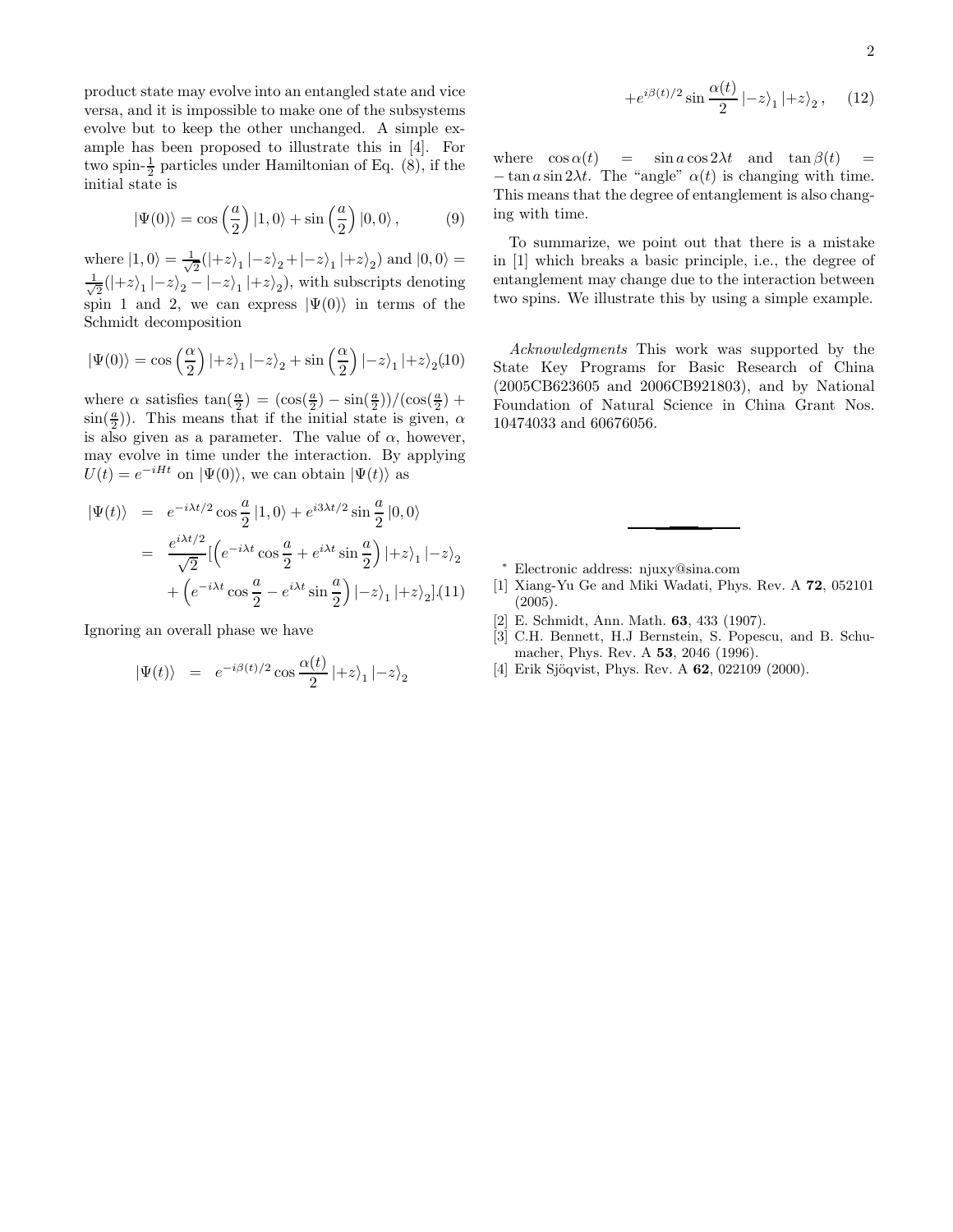product state may evolve into an entangled state and vice versa, and it is impossible to make one of the subsystems evolve but to keep the other unchanged. A simple example has been proposed to illustrate this in [4]. For two spin-$\frac{1}{2}$ particles under Hamiltonian of Eq. (8), if the initial state is

$$|\Psi(0)\rangle = \cos\left(\frac{a}{2}\right)|1,0\rangle + \sin\left(\frac{a}{2}\right)|0,0\rangle, \tag{9}$$

where $|1,0\rangle = \frac{1}{\sqrt{2}}(|+z\rangle_1 |-z\rangle_2 + |-z\rangle_1 |+z\rangle_2)$ and $|0,0\rangle = \frac{1}{\sqrt{2}}(|+z\rangle_1 |-z\rangle_2 - |-z\rangle_1 |+z\rangle_2)$, with subscripts denoting spin 1 and 2, we can express $|\Psi(0)\rangle$ in terms of the Schmidt decomposition

$$|\Psi(0)\rangle = \cos\left(\frac{\alpha}{2}\right)|+z\rangle_1 |-z\rangle_2 + \sin\left(\frac{\alpha}{2}\right)|-z\rangle_1 |+z\rangle_2, \tag{10}$$

where $\alpha$ satisfies $\tan(\frac{\alpha}{2}) = (\cos(\frac{a}{2}) - \sin(\frac{a}{2}))/(\cos(\frac{a}{2}) + \sin(\frac{a}{2}))$. This means that if the initial state is given, $\alpha$ is also given as a parameter. The value of $\alpha$, however, may evolve in time under the interaction. By applying $U(t) = e^{-iHt}$ on $|\Psi(0)\rangle$, we can obtain $|\Psi(t)\rangle$ as

$$\begin{aligned}
|\Psi(t)\rangle &= e^{-i\lambda t/2}\cos\frac{a}{2}|1,0\rangle + e^{i3\lambda t/2}\sin\frac{a}{2}|0,0\rangle \\
&= \frac{e^{i\lambda t/2}}{\sqrt{2}}[\left(e^{-i\lambda t}\cos\frac{a}{2} + e^{i\lambda t}\sin\frac{a}{2}\right)|+z\rangle_1 |-z\rangle_2 \\
&\quad + \left(e^{-i\lambda t}\cos\frac{a}{2} - e^{i\lambda t}\sin\frac{a}{2}\right)|-z\rangle_1 |+z\rangle_2].
\end{aligned} \tag{11}$$

Ignoring an overall phase we have

$$\begin{aligned}
|\Psi(t)\rangle &= e^{-i\beta(t)/2}\cos\frac{\alpha(t)}{2}|+z\rangle_1 |-z\rangle_2 \\
&\quad + e^{i\beta(t)/2}\sin\frac{\alpha(t)}{2}|-z\rangle_1 |+z\rangle_2,
\end{aligned} \tag{12}$$

where $\cos\alpha(t) = \sin a\cos 2\lambda t$ and $\tan\beta(t) = -\tan a\sin 2\lambda t$. The "angle" $\alpha(t)$ is changing with time. This means that the degree of entanglement is also changing with time.

To summarize, we point out that there is a mistake in [1] which breaks a basic principle, i.e., the degree of entanglement may change due to the interaction between two spins. We illustrate this by using a simple example.

*Acknowledgments* This work was supported by the State Key Programs for Basic Research of China (2005CB623605 and 2006CB921803), and by National Foundation of Natural Science in China Grant Nos. 10474033 and 60676056.

---

[*] Electronic address: njuxy@sina.com

[1] Xiang-Yu Ge and Miki Wadati, Phys. Rev. A **72**, 052101 (2005).

[2] E. Schmidt, Ann. Math. **63**, 433 (1907).

[3] C.H. Bennett, H.J Bernstein, S. Popescu, and B. Schumacher, Phys. Rev. A **53**, 2046 (1996).

[4] Erik Sjöqvist, Phys. Rev. A **62**, 022109 (2000).